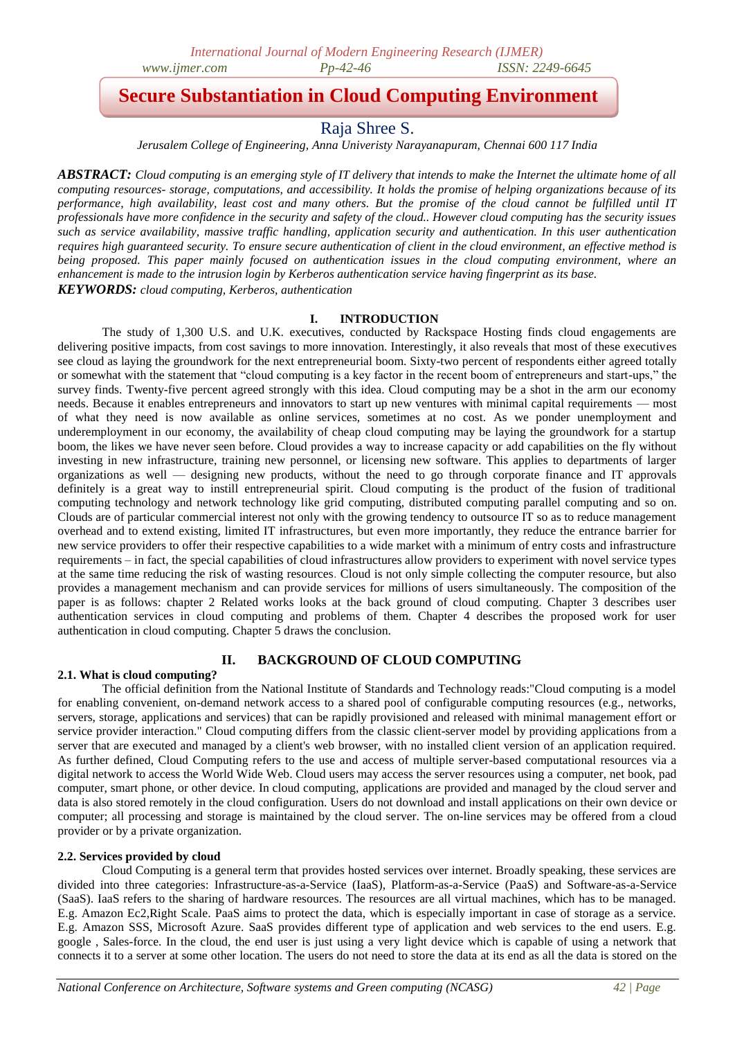# Secure Substantiation in Cloud Computing Environment

## Raja Shree S.

*Jerusalem College of Engineering, Anna Univeristy Narayanapuram, Chennai 600 117 India*

***ABSTRACT:*** *Cloud computing is an emerging style of IT delivery that intends to make the Internet the ultimate home of all computing resources- storage, computations, and accessibility. It holds the promise of helping organizations because of its performance, high availability, least cost and many others. But the promise of the cloud cannot be fulfilled until IT professionals have more confidence in the security and safety of the cloud.. However cloud computing has the security issues such as service availability, massive traffic handling, application security and authentication. In this user authentication requires high guaranteed security. To ensure secure authentication of client in the cloud environment, an effective method is being proposed. This paper mainly focused on authentication issues in the cloud computing environment, where an enhancement is made to the intrusion login by Kerberos authentication service having fingerprint as its base.*

***KEYWORDS:*** *cloud computing, Kerberos, authentication*

## I. INTRODUCTION

The study of 1,300 U.S. and U.K. executives, conducted by Rackspace Hosting finds cloud engagements are delivering positive impacts, from cost savings to more innovation. Interestingly, it also reveals that most of these executives see cloud as laying the groundwork for the next entrepreneurial boom. Sixty-two percent of respondents either agreed totally or somewhat with the statement that "cloud computing is a key factor in the recent boom of entrepreneurs and start-ups," the survey finds. Twenty-five percent agreed strongly with this idea. Cloud computing may be a shot in the arm our economy needs. Because it enables entrepreneurs and innovators to start up new ventures with minimal capital requirements — most of what they need is now available as online services, sometimes at no cost. As we ponder unemployment and underemployment in our economy, the availability of cheap cloud computing may be laying the groundwork for a startup boom, the likes we have never seen before. Cloud provides a way to increase capacity or add capabilities on the fly without investing in new infrastructure, training new personnel, or licensing new software. This applies to departments of larger organizations as well — designing new products, without the need to go through corporate finance and IT approvals definitely is a great way to instill entrepreneurial spirit. Cloud computing is the product of the fusion of traditional computing technology and network technology like grid computing, distributed computing parallel computing and so on. Clouds are of particular commercial interest not only with the growing tendency to outsource IT so as to reduce management overhead and to extend existing, limited IT infrastructures, but even more importantly, they reduce the entrance barrier for new service providers to offer their respective capabilities to a wide market with a minimum of entry costs and infrastructure requirements – in fact, the special capabilities of cloud infrastructures allow providers to experiment with novel service types at the same time reducing the risk of wasting resources. Cloud is not only simple collecting the computer resource, but also provides a management mechanism and can provide services for millions of users simultaneously. The composition of the paper is as follows: chapter 2 Related works looks at the back ground of cloud computing. Chapter 3 describes user authentication services in cloud computing and problems of them. Chapter 4 describes the proposed work for user authentication in cloud computing. Chapter 5 draws the conclusion.

## II. BACKGROUND OF CLOUD COMPUTING

### 2.1. What is cloud computing?

The official definition from the National Institute of Standards and Technology reads:"Cloud computing is a model for enabling convenient, on-demand network access to a shared pool of configurable computing resources (e.g., networks, servers, storage, applications and services) that can be rapidly provisioned and released with minimal management effort or service provider interaction." Cloud computing differs from the classic client-server model by providing applications from a server that are executed and managed by a client's web browser, with no installed client version of an application required. As further defined, Cloud Computing refers to the use and access of multiple server-based computational resources via a digital network to access the World Wide Web. Cloud users may access the server resources using a computer, net book, pad computer, smart phone, or other device. In cloud computing, applications are provided and managed by the cloud server and data is also stored remotely in the cloud configuration. Users do not download and install applications on their own device or computer; all processing and storage is maintained by the cloud server. The on-line services may be offered from a cloud provider or by a private organization.

### 2.2. Services provided by cloud

Cloud Computing is a general term that provides hosted services over internet. Broadly speaking, these services are divided into three categories: Infrastructure-as-a-Service (IaaS), Platform-as-a-Service (PaaS) and Software-as-a-Service (SaaS). IaaS refers to the sharing of hardware resources. The resources are all virtual machines, which has to be managed. E.g. Amazon Ec2,Right Scale. PaaS aims to protect the data, which is especially important in case of storage as a service. E.g. Amazon SSS, Microsoft Azure. SaaS provides different type of application and web services to the end users. E.g. google , Sales-force. In the cloud, the end user is just using a very light device which is capable of using a network that connects it to a server at some other location. The users do not need to store the data at its end as all the data is stored on the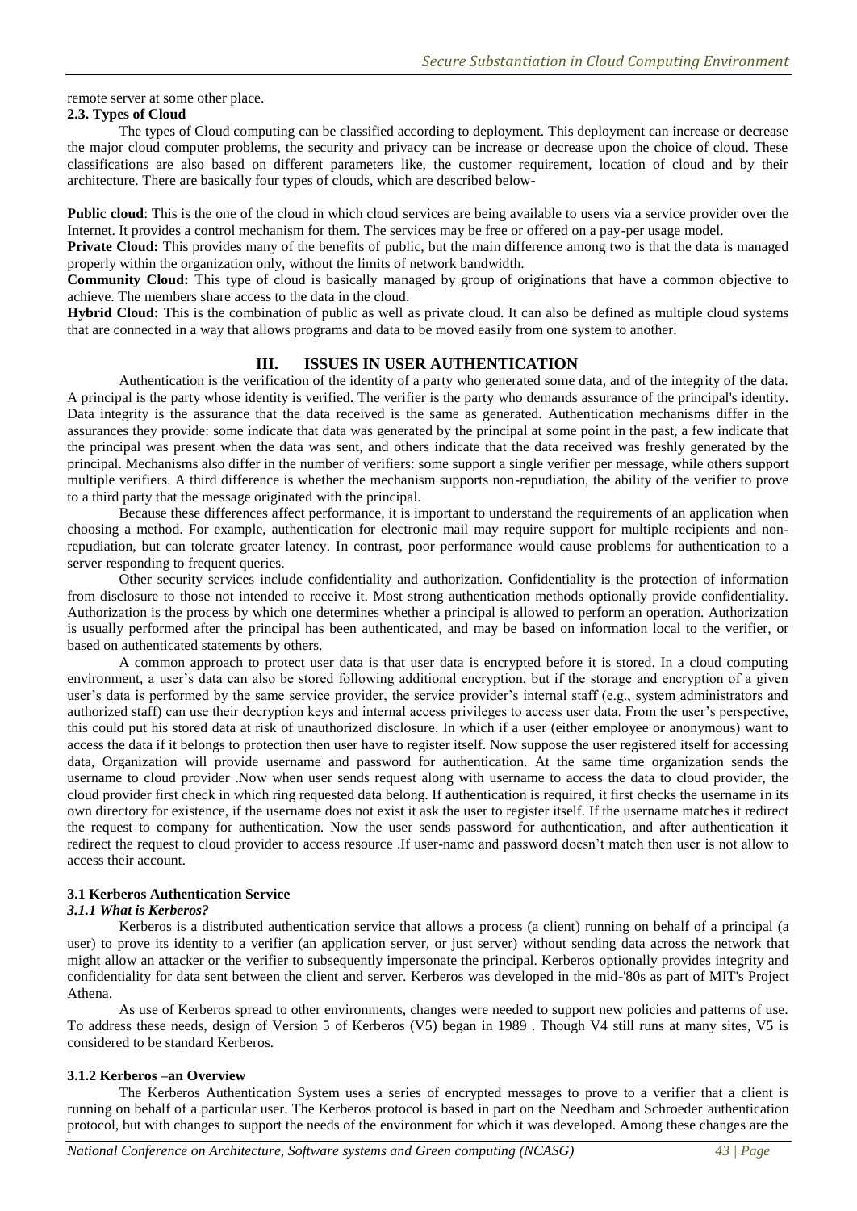remote server at some other place.

### 2.3. Types of Cloud

The types of Cloud computing can be classified according to deployment. This deployment can increase or decrease the major cloud computer problems, the security and privacy can be increase or decrease upon the choice of cloud. These classifications are also based on different parameters like, the customer requirement, location of cloud and by their architecture. There are basically four types of clouds, which are described below-

**Public cloud**: This is the one of the cloud in which cloud services are being available to users via a service provider over the Internet. It provides a control mechanism for them. The services may be free or offered on a pay-per usage model.

**Private Cloud:** This provides many of the benefits of public, but the main difference among two is that the data is managed properly within the organization only, without the limits of network bandwidth.

**Community Cloud:** This type of cloud is basically managed by group of originations that have a common objective to achieve. The members share access to the data in the cloud.

**Hybrid Cloud:** This is the combination of public as well as private cloud. It can also be defined as multiple cloud systems that are connected in a way that allows programs and data to be moved easily from one system to another.

## III. ISSUES IN USER AUTHENTICATION

Authentication is the verification of the identity of a party who generated some data, and of the integrity of the data. A principal is the party whose identity is verified. The verifier is the party who demands assurance of the principal's identity. Data integrity is the assurance that the data received is the same as generated. Authentication mechanisms differ in the assurances they provide: some indicate that data was generated by the principal at some point in the past, a few indicate that the principal was present when the data was sent, and others indicate that the data received was freshly generated by the principal. Mechanisms also differ in the number of verifiers: some support a single verifier per message, while others support multiple verifiers. A third difference is whether the mechanism supports non-repudiation, the ability of the verifier to prove to a third party that the message originated with the principal.

Because these differences affect performance, it is important to understand the requirements of an application when choosing a method. For example, authentication for electronic mail may require support for multiple recipients and non-repudiation, but can tolerate greater latency. In contrast, poor performance would cause problems for authentication to a server responding to frequent queries.

Other security services include confidentiality and authorization. Confidentiality is the protection of information from disclosure to those not intended to receive it. Most strong authentication methods optionally provide confidentiality. Authorization is the process by which one determines whether a principal is allowed to perform an operation. Authorization is usually performed after the principal has been authenticated, and may be based on information local to the verifier, or based on authenticated statements by others.

A common approach to protect user data is that user data is encrypted before it is stored. In a cloud computing environment, a user's data can also be stored following additional encryption, but if the storage and encryption of a given user's data is performed by the same service provider, the service provider's internal staff (e.g., system administrators and authorized staff) can use their decryption keys and internal access privileges to access user data. From the user's perspective, this could put his stored data at risk of unauthorized disclosure. In which if a user (either employee or anonymous) want to access the data if it belongs to protection then user have to register itself. Now suppose the user registered itself for accessing data, Organization will provide username and password for authentication. At the same time organization sends the username to cloud provider .Now when user sends request along with username to access the data to cloud provider, the cloud provider first check in which ring requested data belong. If authentication is required, it first checks the username in its own directory for existence, if the username does not exist it ask the user to register itself. If the username matches it redirect the request to company for authentication. Now the user sends password for authentication, and after authentication it redirect the request to cloud provider to access resource .If user-name and password doesn't match then user is not allow to access their account.

### 3.1 Kerberos Authentication Service

#### *3.1.1 What is Kerberos?*

Kerberos is a distributed authentication service that allows a process (a client) running on behalf of a principal (a user) to prove its identity to a verifier (an application server, or just server) without sending data across the network that might allow an attacker or the verifier to subsequently impersonate the principal. Kerberos optionally provides integrity and confidentiality for data sent between the client and server. Kerberos was developed in the mid-'80s as part of MIT's Project Athena.

As use of Kerberos spread to other environments, changes were needed to support new policies and patterns of use. To address these needs, design of Version 5 of Kerberos (V5) began in 1989 . Though V4 still runs at many sites, V5 is considered to be standard Kerberos.

#### 3.1.2 Kerberos –an Overview

The Kerberos Authentication System uses a series of encrypted messages to prove to a verifier that a client is running on behalf of a particular user. The Kerberos protocol is based in part on the Needham and Schroeder authentication protocol, but with changes to support the needs of the environment for which it was developed. Among these changes are the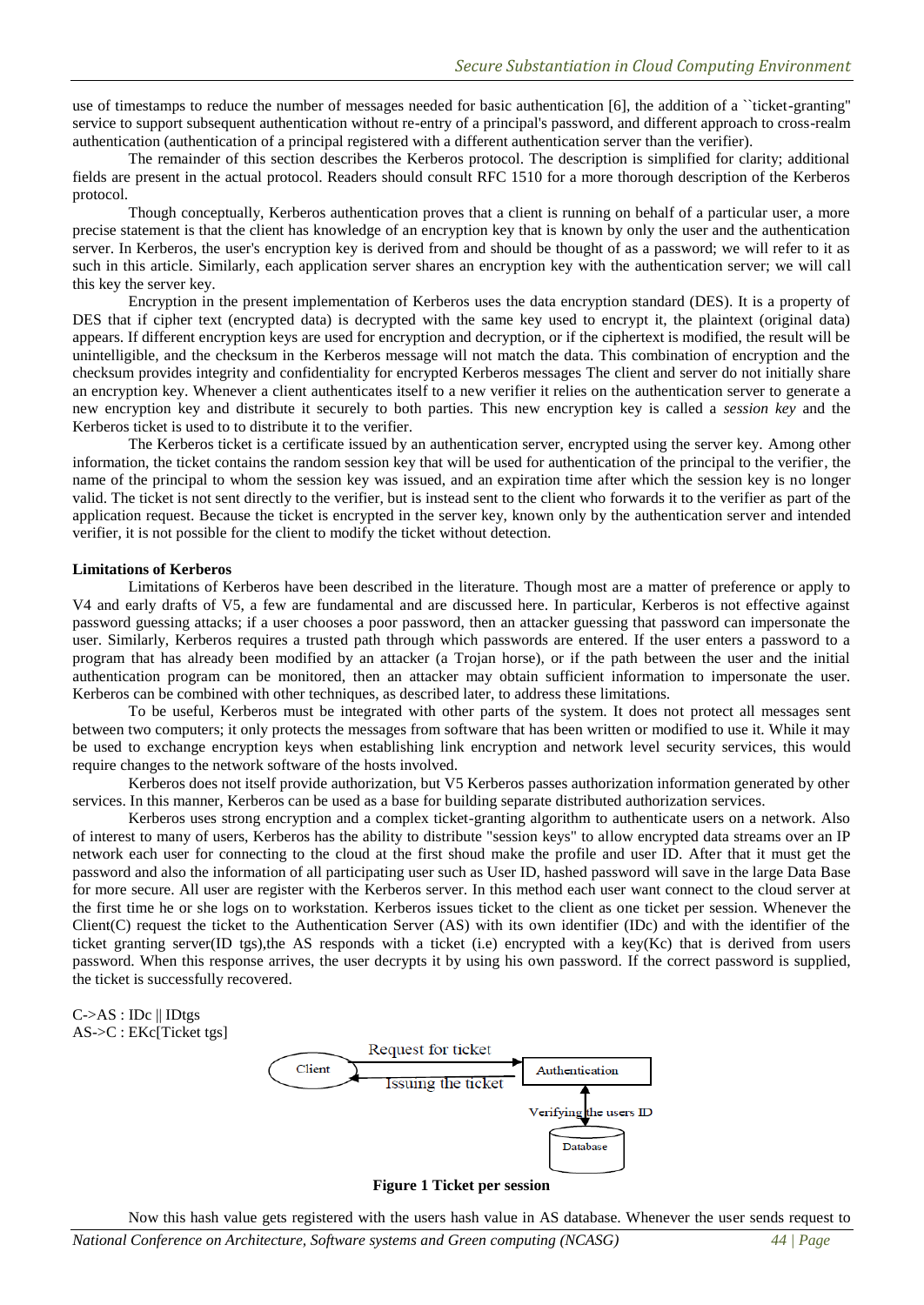use of timestamps to reduce the number of messages needed for basic authentication [6], the addition of a ``ticket-granting'' service to support subsequent authentication without re-entry of a principal's password, and different approach to cross-realm authentication (authentication of a principal registered with a different authentication server than the verifier).

The remainder of this section describes the Kerberos protocol. The description is simplified for clarity; additional fields are present in the actual protocol. Readers should consult RFC 1510 for a more thorough description of the Kerberos protocol.

Though conceptually, Kerberos authentication proves that a client is running on behalf of a particular user, a more precise statement is that the client has knowledge of an encryption key that is known by only the user and the authentication server. In Kerberos, the user's encryption key is derived from and should be thought of as a password; we will refer to it as such in this article. Similarly, each application server shares an encryption key with the authentication server; we will call this key the server key.

Encryption in the present implementation of Kerberos uses the data encryption standard (DES). It is a property of DES that if cipher text (encrypted data) is decrypted with the same key used to encrypt it, the plaintext (original data) appears. If different encryption keys are used for encryption and decryption, or if the ciphertext is modified, the result will be unintelligible, and the checksum in the Kerberos message will not match the data. This combination of encryption and the checksum provides integrity and confidentiality for encrypted Kerberos messages The client and server do not initially share an encryption key. Whenever a client authenticates itself to a new verifier it relies on the authentication server to generate a new encryption key and distribute it securely to both parties. This new encryption key is called a *session key* and the Kerberos ticket is used to to distribute it to the verifier.

The Kerberos ticket is a certificate issued by an authentication server, encrypted using the server key. Among other information, the ticket contains the random session key that will be used for authentication of the principal to the verifier, the name of the principal to whom the session key was issued, and an expiration time after which the session key is no longer valid. The ticket is not sent directly to the verifier, but is instead sent to the client who forwards it to the verifier as part of the application request. Because the ticket is encrypted in the server key, known only by the authentication server and intended verifier, it is not possible for the client to modify the ticket without detection.

**Limitations of Kerberos**

Limitations of Kerberos have been described in the literature. Though most are a matter of preference or apply to V4 and early drafts of V5, a few are fundamental and are discussed here. In particular, Kerberos is not effective against password guessing attacks; if a user chooses a poor password, then an attacker guessing that password can impersonate the user. Similarly, Kerberos requires a trusted path through which passwords are entered. If the user enters a password to a program that has already been modified by an attacker (a Trojan horse), or if the path between the user and the initial authentication program can be monitored, then an attacker may obtain sufficient information to impersonate the user. Kerberos can be combined with other techniques, as described later, to address these limitations.

To be useful, Kerberos must be integrated with other parts of the system. It does not protect all messages sent between two computers; it only protects the messages from software that has been written or modified to use it. While it may be used to exchange encryption keys when establishing link encryption and network level security services, this would require changes to the network software of the hosts involved.

Kerberos does not itself provide authorization, but V5 Kerberos passes authorization information generated by other services. In this manner, Kerberos can be used as a base for building separate distributed authorization services.

Kerberos uses strong encryption and a complex ticket-granting algorithm to authenticate users on a network. Also of interest to many of users, Kerberos has the ability to distribute "session keys" to allow encrypted data streams over an IP network each user for connecting to the cloud at the first shoud make the profile and user ID. After that it must get the password and also the information of all participating user such as User ID, hashed password will save in the large Data Base for more secure. All user are register with the Kerberos server. In this method each user want connect to the cloud server at the first time he or she logs on to workstation. Kerberos issues ticket to the client as one ticket per session. Whenever the Client(C) request the ticket to the Authentication Server (AS) with its own identifier (IDc) and with the identifier of the ticket granting server(ID tgs),the AS responds with a ticket (i.e) encrypted with a key(Kc) that is derived from users password. When this response arrives, the user decrypts it by using his own password. If the correct password is supplied, the ticket is successfully recovered.

C->AS : IDc || IDtgs
AS->C : EKc[Ticket tgs]

Request for ticket

Client | Authentication

Issuing the ticket

Verifying the users ID

Database

**Figure 1 Ticket per session**

Now this hash value gets registered with the users hash value in AS database. Whenever the user sends request to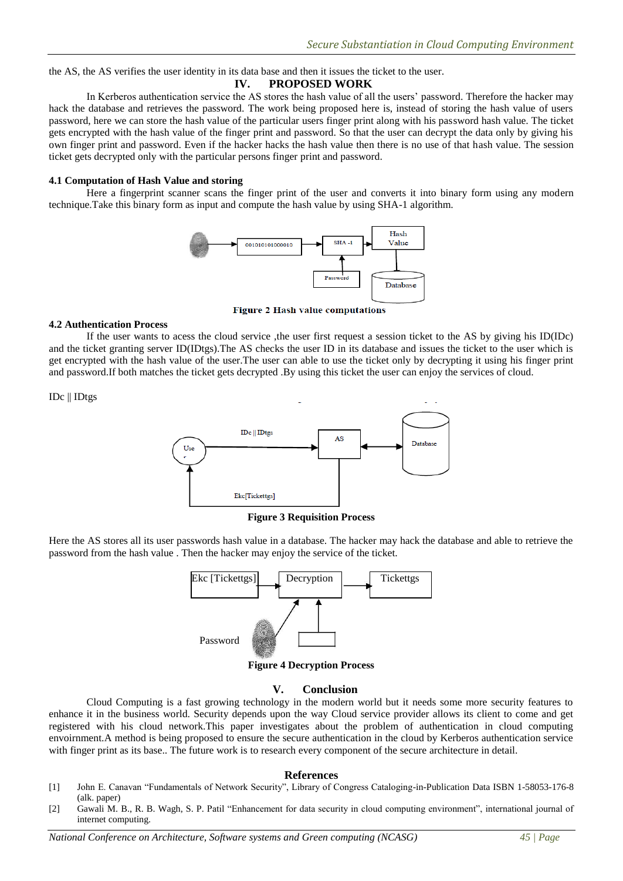the AS, the AS verifies the user identity in its data base and then it issues the ticket to the user.

# IV. PROPOSED WORK

In Kerberos authentication service the AS stores the hash value of all the users' password. Therefore the hacker may hack the database and retrieves the password. The work being proposed here is, instead of storing the hash value of users password, here we can store the hash value of the particular users finger print along with his password hash value. The ticket gets encrypted with the hash value of the finger print and password. So that the user can decrypt the data only by giving his own finger print and password. Even if the hacker hacks the hash value then there is no use of that hash value. The session ticket gets decrypted only with the particular persons finger print and password.

### 4.1 Computation of Hash Value and storing

Here a fingerprint scanner scans the finger print of the user and converts it into binary form using any modern technique.Take this binary form as input and compute the hash value by using SHA-1 algorithm.

**Figure 2 Hash value computations**

### 4.2 Authentication Process

If the user wants to acess the cloud service ,the user first request a session ticket to the AS by giving his ID(IDc) and the ticket granting server ID(IDtgs).The AS checks the user ID in its database and issues the ticket to the user which is get encrypted with the hash value of the user.The user can able to use the ticket only by decrypting it using his finger print and password.If both matches the ticket gets decrypted .By using this ticket the user can enjoy the services of cloud.

IDc || IDtgs

**Figure 3 Requisition Process**

Here the AS stores all its user passwords hash value in a database. The hacker may hack the database and able to retrieve the password from the hash value . Then the hacker may enjoy the service of the ticket.

**Figure 4 Decryption Process**

# V. Conclusion

Cloud Computing is a fast growing technology in the modern world but it needs some more security features to enhance it in the business world. Security depends upon the way Cloud service provider allows its client to come and get registered with his cloud network.This paper investigates about the problem of authentication in cloud computing envoirnment.A method is being proposed to ensure the secure authentication in the cloud by Kerberos authentication service with finger print as its base.. The future work is to research every component of the secure architecture in detail.

# References

[1] John E. Canavan "Fundamentals of Network Security", Library of Congress Cataloging-in-Publication Data ISBN 1-58053-176-8 (alk. paper)

[2] Gawali M. B., R. B. Wagh, S. P. Patil "Enhancement for data security in cloud computing environment", international journal of internet computing.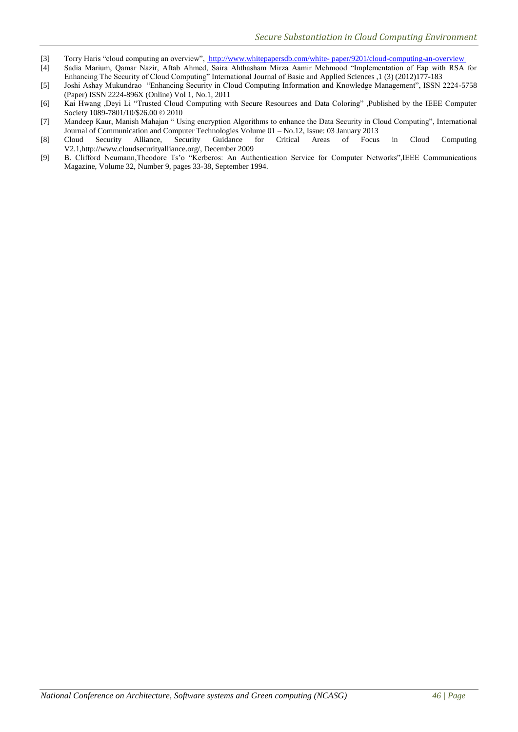[3] Torry Haris "cloud computing an overview", http://www.whitepapersdb.com/white- paper/9201/cloud-computing-an-overview

[4] Sadia Marium, Qamar Nazir, Aftab Ahmed, Saira Ahthasham Mirza Aamir Mehmood "Implementation of Eap with RSA for Enhancing The Security of Cloud Computing" International Journal of Basic and Applied Sciences ,1 (3) (2012)177-183

[5] Joshi Ashay Mukundrao "Enhancing Security in Cloud Computing Information and Knowledge Management", ISSN 2224-5758 (Paper) ISSN 2224-896X (Online) Vol 1, No.1, 2011

[6] Kai Hwang ,Deyi Li "Trusted Cloud Computing with Secure Resources and Data Coloring" ,Published by the IEEE Computer Society 1089-7801/10/$26.00 © 2010

[7] Mandeep Kaur, Manish Mahajan " Using encryption Algorithms to enhance the Data Security in Cloud Computing", International Journal of Communication and Computer Technologies Volume 01 – No.12, Issue: 03 January 2013

[8] Cloud Security Alliance, Security Guidance for Critical Areas of Focus in Cloud Computing V2.1,http://www.cloudsecurityalliance.org/, December 2009

[9] B. Clifford Neumann,Theodore Ts'o "Kerberos: An Authentication Service for Computer Networks",IEEE Communications Magazine, Volume 32, Number 9, pages 33-38, September 1994.